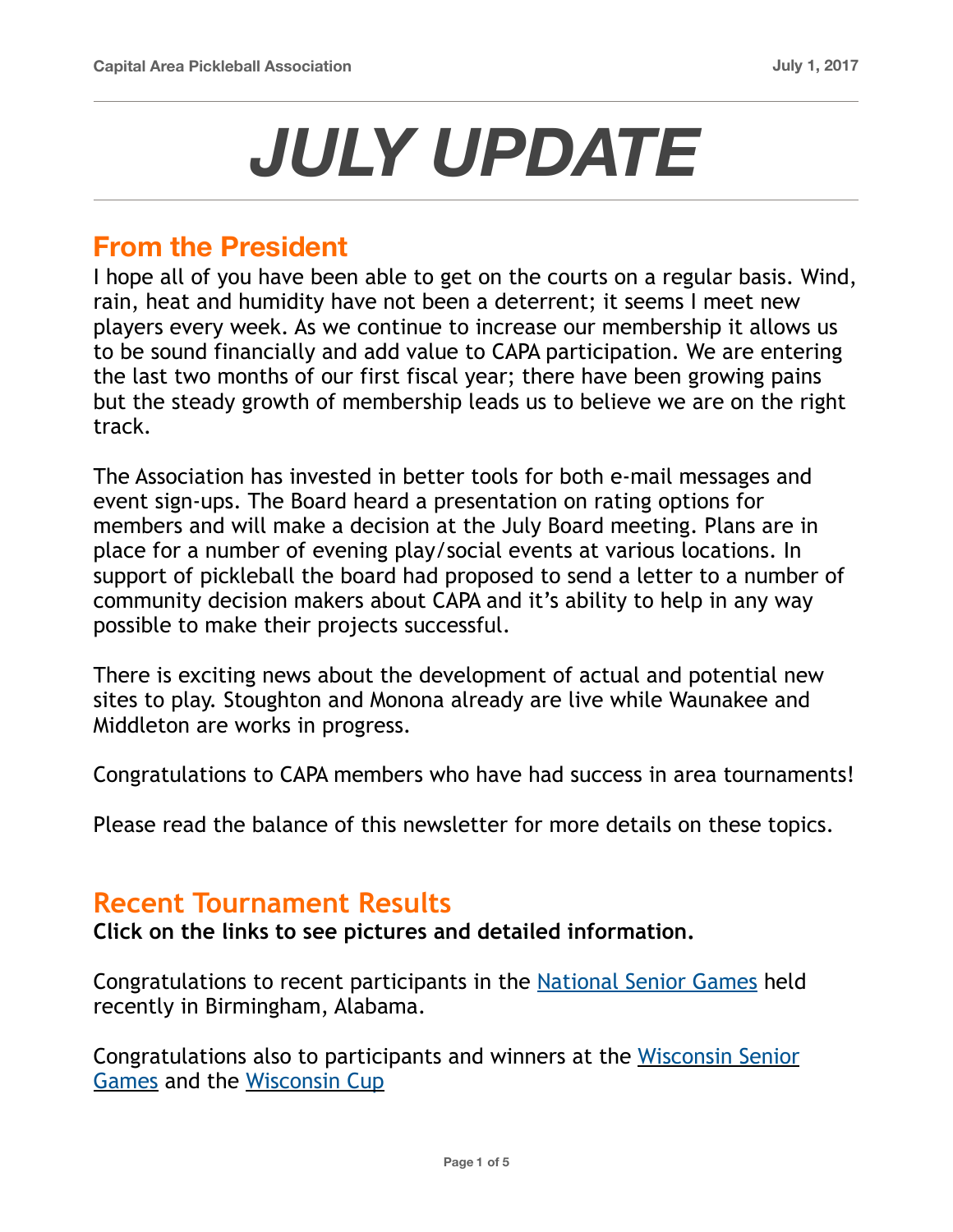# JULY UPDATE

## From the President

I hope all of you have been able to get on the courts on a regular basis. Wind, rain, heat and humidity have not been a deterrent; it seems I meet new players every week. As we continue to increase our membership it allows us to be sound financially and add value to CAPA participation. We are entering the last two months of our first fiscal year; there have been growing pains but the steady growth of membership leads us to believe we are on the right track.

The Association has invested in better tools for both e-mail messages and event sign-ups. The Board heard a presentation on rating options for members and will make a decision at the July Board meeting. Plans are in place for a number of evening play/social events at various locations. In support of pickleball the board had proposed to send a letter to a number of community decision makers about CAPA and it's ability to help in any way possible to make their projects successful.

There is exciting news about the development of actual and potential new sites to play. Stoughton and Monona already are live while Waunakee and Middleton are works in progress.

Congratulations to CAPA members who have had success in area tournaments!

Please read the balance of this newsletter for more details on these topics.

## Recent Tournament Results

**Click on the links to see pictures and detailed information.**

Congratulations to recent participants in the National Senior Games held recently in Birmingham, Alabama.

Congratulations also to participants and winners at the Wisconsin Senior Games and the Wisconsin Cup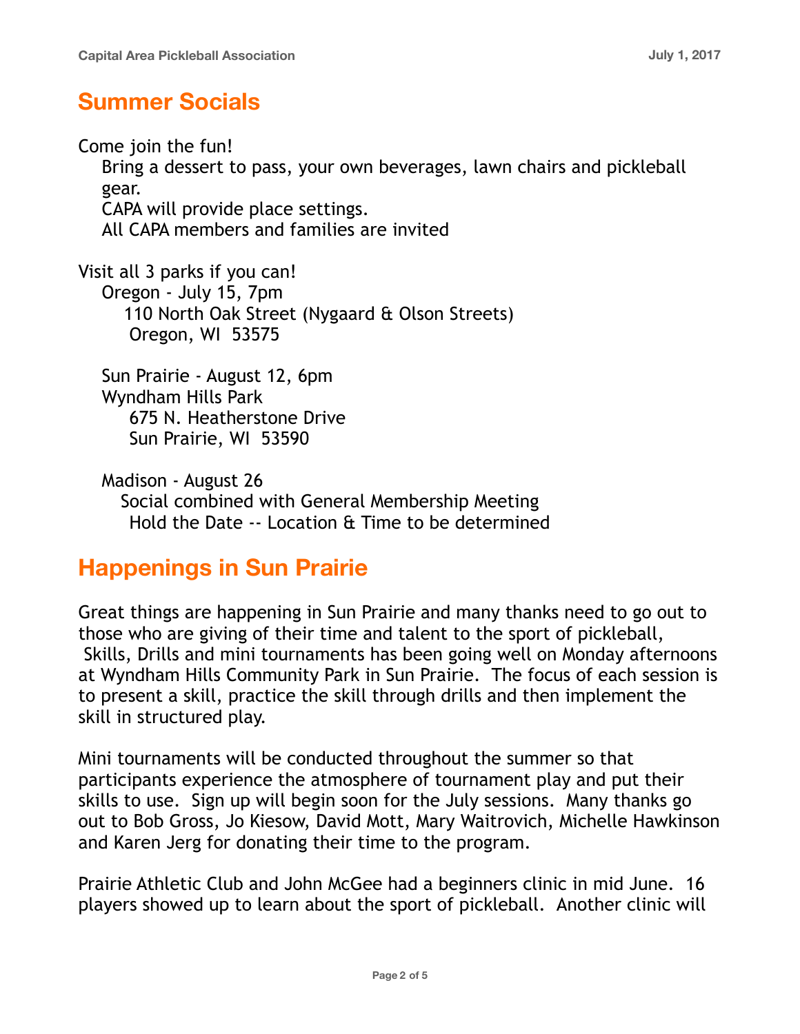## Summer Socials

Come join the fun!

Bring a dessert to pass, your own beverages, lawn chairs and pickleball gear.
CAPA will provide place settings.
All CAPA members and families are invited

Visit all 3 parks if you can!

Oregon - July 15, 7pm
110 North Oak Street (Nygaard & Olson Streets)
Oregon, WI 53575

Sun Prairie - August 12, 6pm
Wyndham Hills Park
675 N. Heatherstone Drive
Sun Prairie, WI 53590

Madison - August 26
Social combined with General Membership Meeting
Hold the Date -- Location & Time to be determined

## Happenings in Sun Prairie

Great things are happening in Sun Prairie and many thanks need to go out to those who are giving of their time and talent to the sport of pickleball, Skills, Drills and mini tournaments has been going well on Monday afternoons at Wyndham Hills Community Park in Sun Prairie. The focus of each session is to present a skill, practice the skill through drills and then implement the skill in structured play.

Mini tournaments will be conducted throughout the summer so that participants experience the atmosphere of tournament play and put their skills to use. Sign up will begin soon for the July sessions. Many thanks go out to Bob Gross, Jo Kiesow, David Mott, Mary Waitrovich, Michelle Hawkinson and Karen Jerg for donating their time to the program.

Prairie Athletic Club and John McGee had a beginners clinic in mid June. 16 players showed up to learn about the sport of pickleball. Another clinic will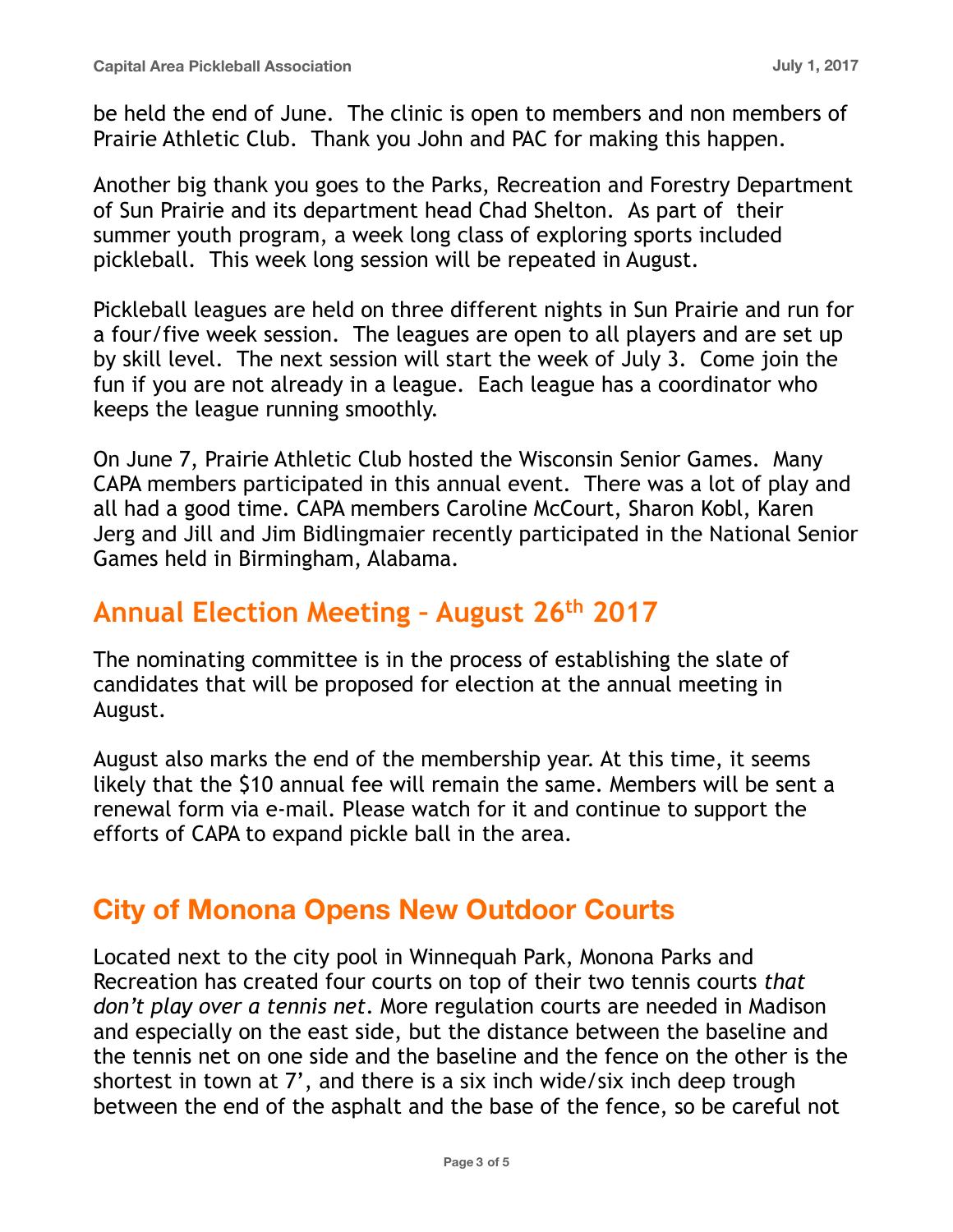be held the end of June. The clinic is open to members and non members of Prairie Athletic Club. Thank you John and PAC for making this happen.

Another big thank you goes to the Parks, Recreation and Forestry Department of Sun Prairie and its department head Chad Shelton. As part of their summer youth program, a week long class of exploring sports included pickleball. This week long session will be repeated in August.

Pickleball leagues are held on three different nights in Sun Prairie and run for a four/five week session. The leagues are open to all players and are set up by skill level. The next session will start the week of July 3. Come join the fun if you are not already in a league. Each league has a coordinator who keeps the league running smoothly.

On June 7, Prairie Athletic Club hosted the Wisconsin Senior Games. Many CAPA members participated in this annual event. There was a lot of play and all had a good time. CAPA members Caroline McCourt, Sharon Kobl, Karen Jerg and Jill and Jim Bidlingmaier recently participated in the National Senior Games held in Birmingham, Alabama.

## Annual Election Meeting – August 26th 2017

The nominating committee is in the process of establishing the slate of candidates that will be proposed for election at the annual meeting in August.

August also marks the end of the membership year. At this time, it seems likely that the $10 annual fee will remain the same. Members will be sent a renewal form via e-mail. Please watch for it and continue to support the efforts of CAPA to expand pickle ball in the area.

## City of Monona Opens New Outdoor Courts

Located next to the city pool in Winnequah Park, Monona Parks and Recreation has created four courts on top of their two tennis courts *that don't play over a tennis net*. More regulation courts are needed in Madison and especially on the east side, but the distance between the baseline and the tennis net on one side and the baseline and the fence on the other is the shortest in town at 7', and there is a six inch wide/six inch deep trough between the end of the asphalt and the base of the fence, so be careful not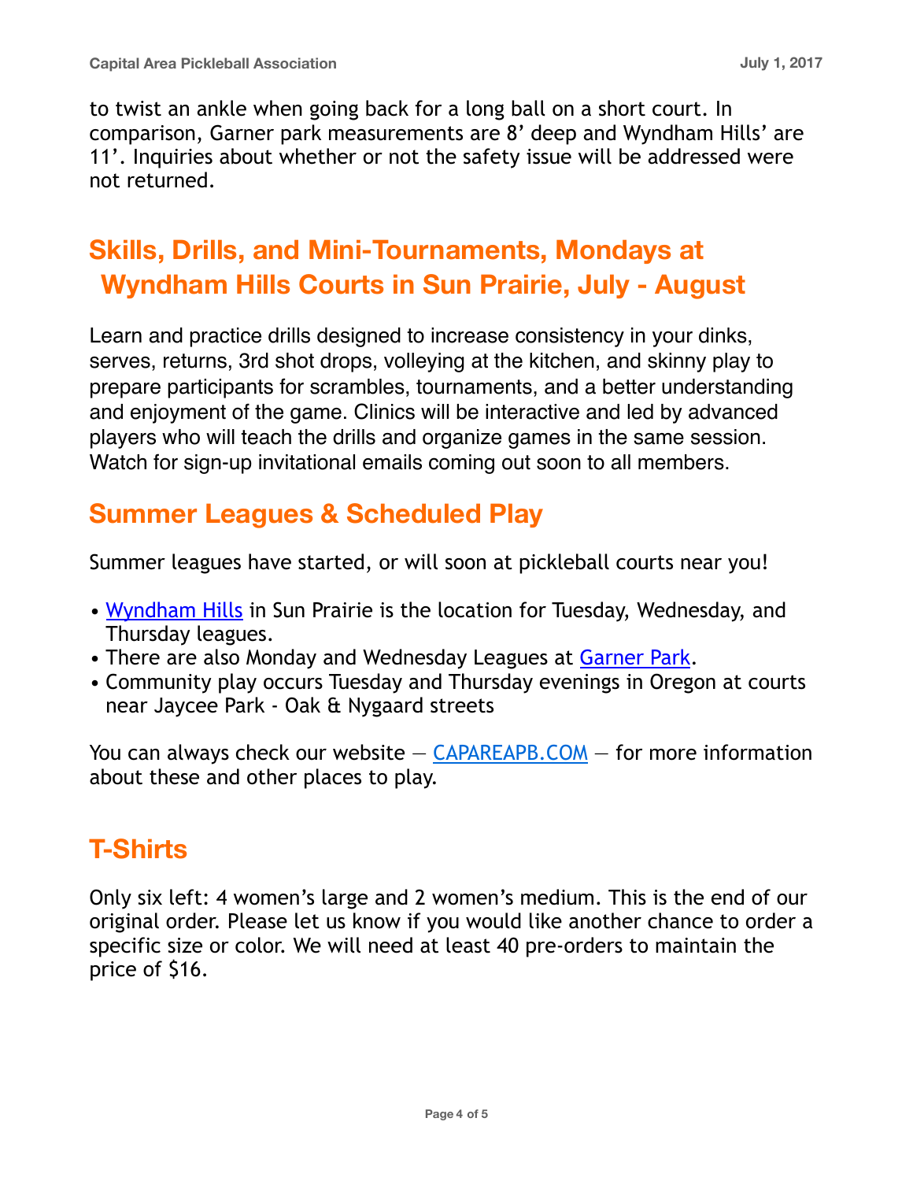to twist an ankle when going back for a long ball on a short court. In comparison, Garner park measurements are 8' deep and Wyndham Hills' are 11'. Inquiries about whether or not the safety issue will be addressed were not returned.

## Skills, Drills, and Mini-Tournaments, Mondays at Wyndham Hills Courts in Sun Prairie, July - August

Learn and practice drills designed to increase consistency in your dinks, serves, returns, 3rd shot drops, volleying at the kitchen, and skinny play to prepare participants for scrambles, tournaments, and a better understanding and enjoyment of the game. Clinics will be interactive and led by advanced players who will teach the drills and organize games in the same session. Watch for sign-up invitational emails coming out soon to all members.

## Summer Leagues & Scheduled Play

Summer leagues have started, or will soon at pickleball courts near you!

- Wyndham Hills in Sun Prairie is the location for Tuesday, Wednesday, and Thursday leagues.
- There are also Monday and Wednesday Leagues at Garner Park.
- Community play occurs Tuesday and Thursday evenings in Oregon at courts near Jaycee Park - Oak & Nygaard streets

You can always check our website — CAPAREAPB.COM — for more information about these and other places to play.

## T-Shirts

Only six left: 4 women's large and 2 women's medium. This is the end of our original order. Please let us know if you would like another chance to order a specific size or color. We will need at least 40 pre-orders to maintain the price of $16.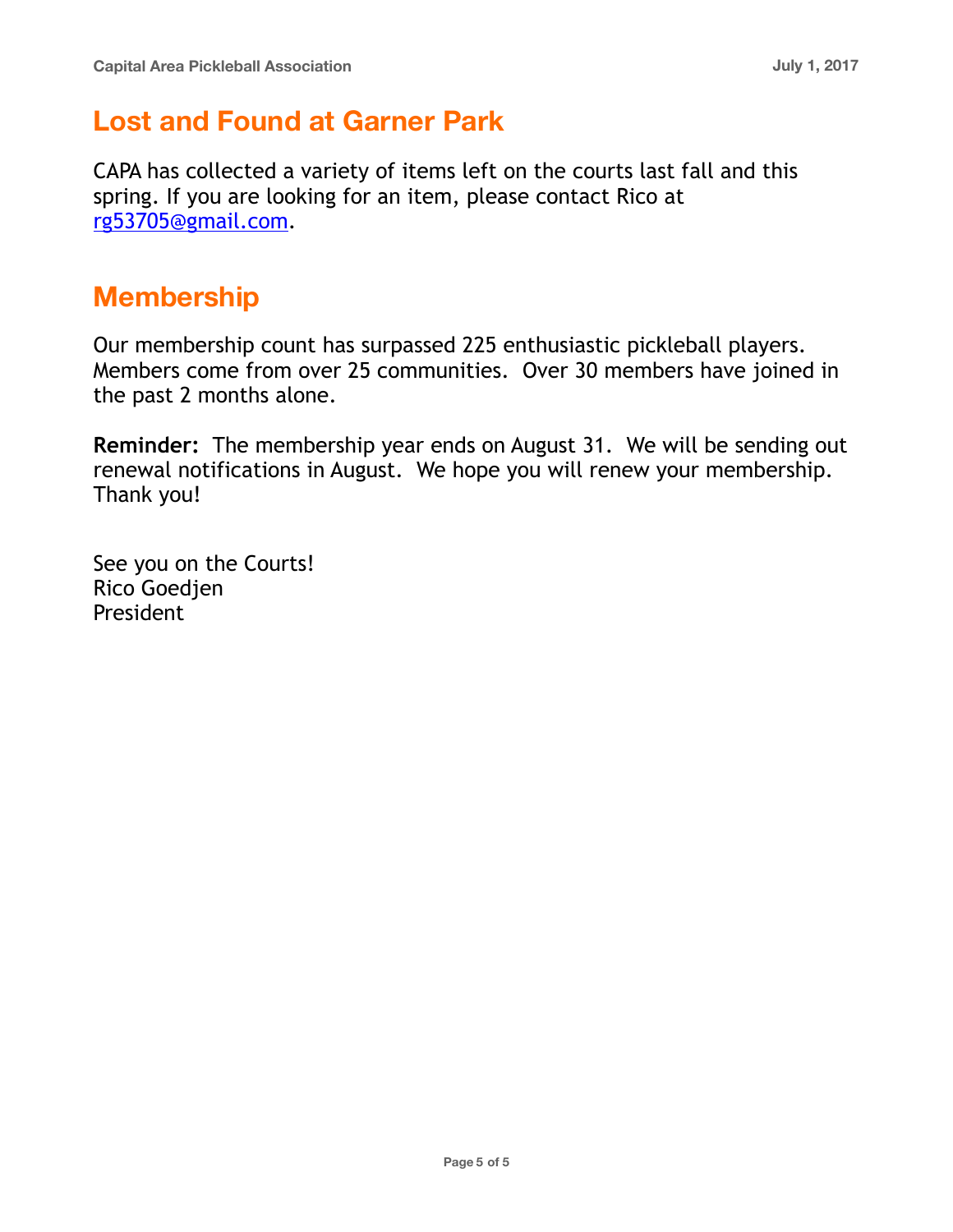## Lost and Found at Garner Park

CAPA has collected a variety of items left on the courts last fall and this spring. If you are looking for an item, please contact Rico at rg53705@gmail.com.

## Membership

Our membership count has surpassed 225 enthusiastic pickleball players. Members come from over 25 communities. Over 30 members have joined in the past 2 months alone.

**Reminder:** The membership year ends on August 31. We will be sending out renewal notifications in August. We hope you will renew your membership. Thank you!

See you on the Courts!
Rico Goedjen
President